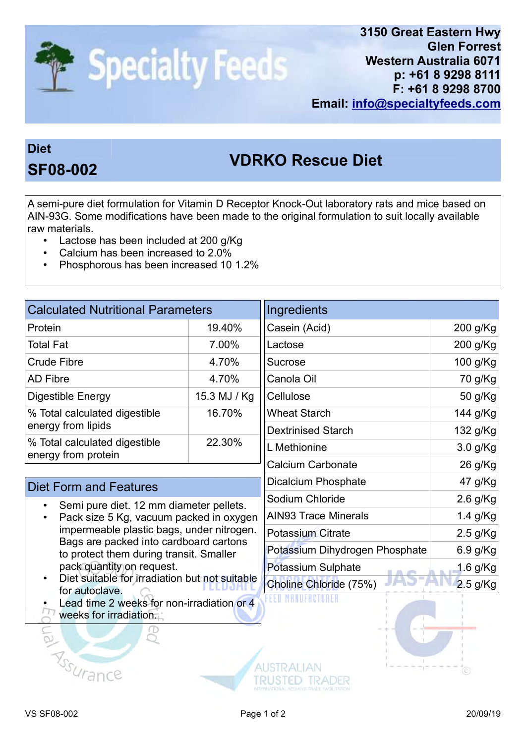**Specialty Feeds**

3150 Great Eastern Hwy
Glen Forrest
Western Australia 6071
p: +61 8 9298 8111
F: +61 8 9298 8700
Email: info@specialtyfeeds.com

**Diet**
**SF08-002**

# VDRKO Rescue Diet

A semi-pure diet formulation for Vitamin D Receptor Knock-Out laboratory rats and mice based on AIN-93G. Some modifications have been made to the original formulation to suit locally available raw materials.

- Lactose has been included at 200 g/Kg
- Calcium has been increased to 2.0%
- Phosphorous has been increased 10 1.2%

| Calculated Nutritional Parameters | |
|---|---|
| Protein | 19.40% |
| Total Fat | 7.00% |
| Crude Fibre | 4.70% |
| AD Fibre | 4.70% |
| Digestible Energy | 15.3 MJ / Kg |
| % Total calculated digestible energy from lipids | 16.70% |
| % Total calculated digestible energy from protein | 22.30% |

## Diet Form and Features

- Semi pure diet. 12 mm diameter pellets.
- Pack size 5 Kg, vacuum packed in oxygen impermeable plastic bags, under nitrogen. Bags are packed into cardboard cartons to protect them during transit. Smaller pack quantity on request.
- Diet suitable for irradiation but not suitable for autoclave.
- Lead time 2 weeks for non-irradiation or 4 weeks for irradiation.

| Ingredients | |
|---|---|
| Casein (Acid) | 200 g/Kg |
| Lactose | 200 g/Kg |
| Sucrose | 100 g/Kg |
| Canola Oil | 70 g/Kg |
| Cellulose | 50 g/Kg |
| Wheat Starch | 144 g/Kg |
| Dextrinised Starch | 132 g/Kg |
| L Methionine | 3.0 g/Kg |
| Calcium Carbonate | 26 g/Kg |
| Dicalcium Phosphate | 47 g/Kg |
| Sodium Chloride | 2.6 g/Kg |
| AIN93 Trace Minerals | 1.4 g/Kg |
| Potassium Citrate | 2.5 g/Kg |
| Potassium Dihydrogen Phosphate | 6.9 g/Kg |
| Potassium Sulphate | 1.6 g/Kg |
| Choline Chloride (75%) | 2.5 g/Kg |

VS SF08-002 20/09/19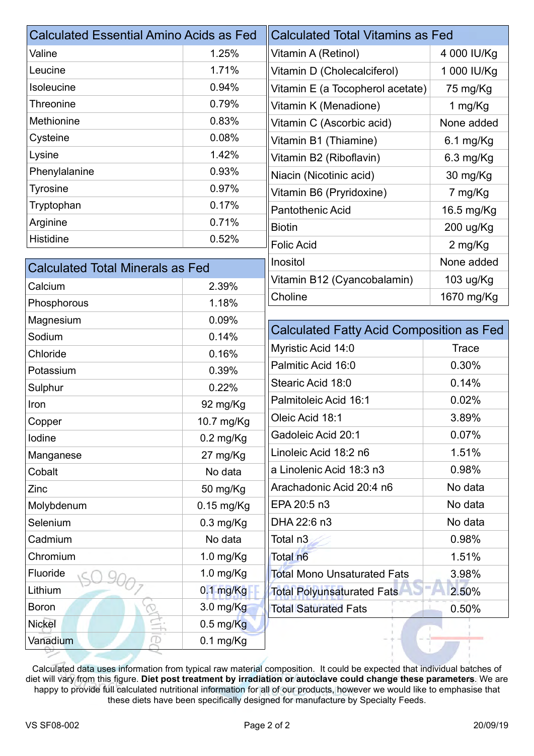| Calculated Essential Amino Acids as Fed | |
|---|---|
| Valine | 1.25% |
| Leucine | 1.71% |
| Isoleucine | 0.94% |
| Threonine | 0.79% |
| Methionine | 0.83% |
| Cysteine | 0.08% |
| Lysine | 1.42% |
| Phenylalanine | 0.93% |
| Tyrosine | 0.97% |
| Tryptophan | 0.17% |
| Arginine | 0.71% |
| Histidine | 0.52% |

| Calculated Total Minerals as Fed | |
|---|---|
| Calcium | 2.39% |
| Phosphorous | 1.18% |
| Magnesium | 0.09% |
| Sodium | 0.14% |
| Chloride | 0.16% |
| Potassium | 0.39% |
| Sulphur | 0.22% |
| Iron | 92 mg/Kg |
| Copper | 10.7 mg/Kg |
| Iodine | 0.2 mg/Kg |
| Manganese | 27 mg/Kg |
| Cobalt | No data |
| Zinc | 50 mg/Kg |
| Molybdenum | 0.15 mg/Kg |
| Selenium | 0.3 mg/Kg |
| Cadmium | No data |
| Chromium | 1.0 mg/Kg |
| Fluoride | 1.0 mg/Kg |
| Lithium | 0.1 mg/Kg |
| Boron | 3.0 mg/Kg |
| Nickel | 0.5 mg/Kg |
| Vanadium | 0.1 mg/Kg |

| Calculated Total Vitamins as Fed | |
|---|---|
| Vitamin A (Retinol) | 4 000 IU/Kg |
| Vitamin D (Cholecalciferol) | 1 000 IU/Kg |
| Vitamin E (a Tocopherol acetate) | 75 mg/Kg |
| Vitamin K (Menadione) | 1 mg/Kg |
| Vitamin C (Ascorbic acid) | None added |
| Vitamin B1 (Thiamine) | 6.1 mg/Kg |
| Vitamin B2 (Riboflavin) | 6.3 mg/Kg |
| Niacin (Nicotinic acid) | 30 mg/Kg |
| Vitamin B6 (Pryridoxine) | 7 mg/Kg |
| Pantothenic Acid | 16.5 mg/Kg |
| Biotin | 200 ug/Kg |
| Folic Acid | 2 mg/Kg |
| Inositol | None added |
| Vitamin B12 (Cyancobalamin) | 103 ug/Kg |
| Choline | 1670 mg/Kg |

| Calculated Fatty Acid Composition as Fed | |
|---|---|
| Myristic Acid 14:0 | Trace |
| Palmitic Acid 16:0 | 0.30% |
| Stearic Acid 18:0 | 0.14% |
| Palmitoleic Acid 16:1 | 0.02% |
| Oleic Acid 18:1 | 3.89% |
| Gadoleic Acid 20:1 | 0.07% |
| Linoleic Acid 18:2 n6 | 1.51% |
| a Linolenic Acid 18:3 n3 | 0.98% |
| Arachadonic Acid 20:4 n6 | No data |
| EPA 20:5 n3 | No data |
| DHA 22:6 n3 | No data |
| Total n3 | 0.98% |
| Total n6 | 1.51% |
| Total Mono Unsaturated Fats | 3.98% |
| Total Polyunsaturated Fats | 2.50% |
| Total Saturated Fats | 0.50% |

Calculated data uses information from typical raw material composition. It could be expected that individual batches of diet will vary from this figure. **Diet post treatment by irradiation or autoclave could change these parameters**. We are happy to provide full calculated nutritional information for all of our products, however we would like to emphasise that these diets have been specifically designed for manufacture by Specialty Feeds.

VS SF08-002 20/09/19